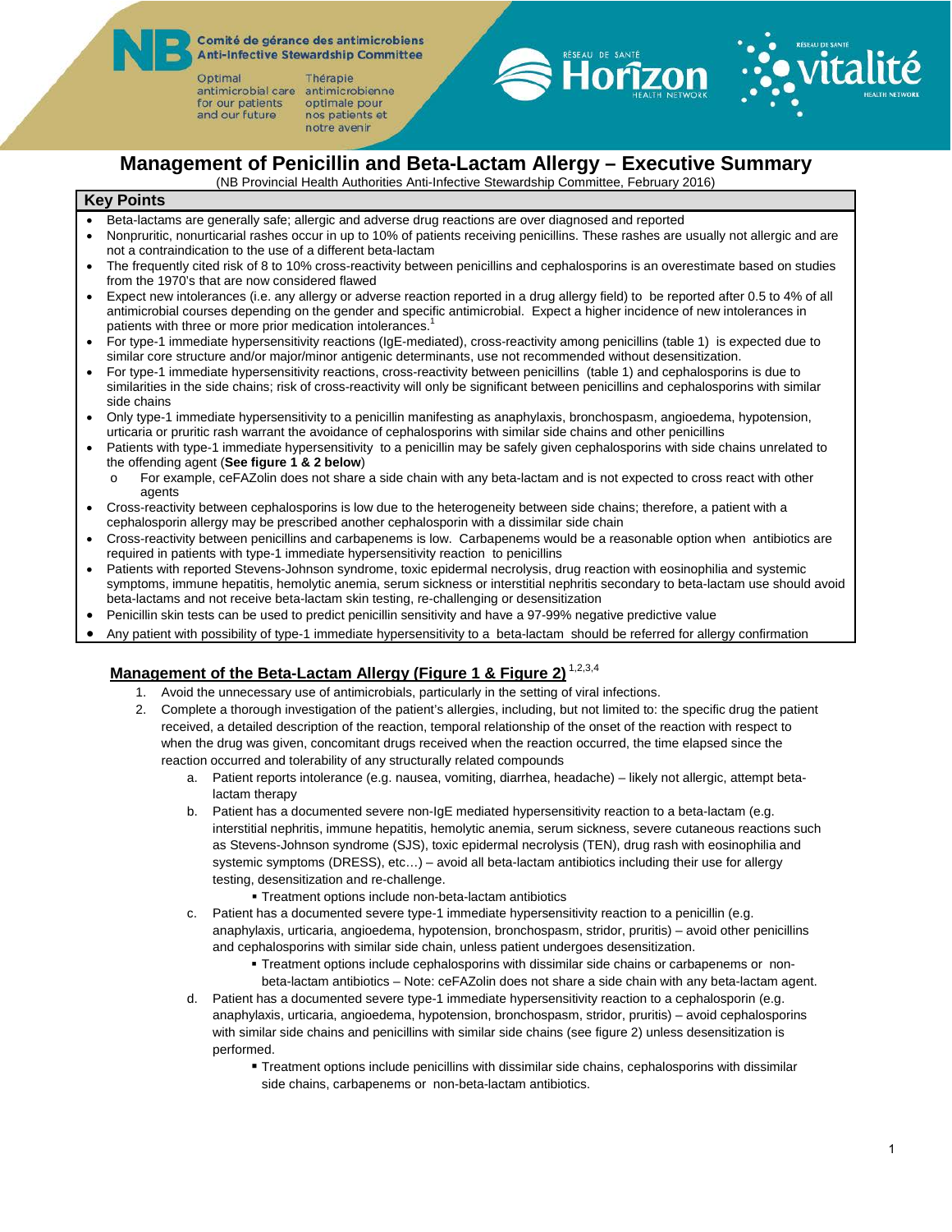Comité de gérance des antimicrobiens
Anti-Infective Stewardship Committee

Optimal antimicrobial care for our patients and our future

Thérapie antimicrobienne optimale pour nos patients et notre avenir

# Management of Penicillin and Beta-Lactam Allergy – Executive Summary

(NB Provincial Health Authorities Anti-Infective Stewardship Committee, February 2016)

## Key Points

- Beta-lactams are generally safe; allergic and adverse drug reactions are over diagnosed and reported
- Nonpruritic, nonurticarial rashes occur in up to 10% of patients receiving penicillins. These rashes are usually not allergic and are not a contraindication to the use of a different beta-lactam
- The frequently cited risk of 8 to 10% cross-reactivity between penicillins and cephalosporins is an overestimate based on studies from the 1970's that are now considered flawed
- Expect new intolerances (i.e. any allergy or adverse reaction reported in a drug allergy field) to be reported after 0.5 to 4% of all antimicrobial courses depending on the gender and specific antimicrobial. Expect a higher incidence of new intolerances in patients with three or more prior medication intolerances.[1]
- For type-1 immediate hypersensitivity reactions (IgE-mediated), cross-reactivity among penicillins (table 1) is expected due to similar core structure and/or major/minor antigenic determinants, use not recommended without desensitization.
- For type-1 immediate hypersensitivity reactions, cross-reactivity between penicillins (table 1) and cephalosporins is due to similarities in the side chains; risk of cross-reactivity will only be significant between penicillins and cephalosporins with similar side chains
- Only type-1 immediate hypersensitivity to a penicillin manifesting as anaphylaxis, bronchospasm, angioedema, hypotension, urticaria or pruritic rash warrant the avoidance of cephalosporins with similar side chains and other penicillins
- Patients with type-1 immediate hypersensitivity to a penicillin may be safely given cephalosporins with side chains unrelated to the offending agent (**See figure 1 & 2 below**)
  - For example, ceFAZolin does not share a side chain with any beta-lactam and is not expected to cross react with other agents
- Cross-reactivity between cephalosporins is low due to the heterogeneity between side chains; therefore, a patient with a cephalosporin allergy may be prescribed another cephalosporin with a dissimilar side chain
- Cross-reactivity between penicillins and carbapenems is low. Carbapenems would be a reasonable option when antibiotics are required in patients with type-1 immediate hypersensitivity reaction to penicillins
- Patients with reported Stevens-Johnson syndrome, toxic epidermal necrolysis, drug reaction with eosinophilia and systemic symptoms, immune hepatitis, hemolytic anemia, serum sickness or interstitial nephritis secondary to beta-lactam use should avoid beta-lactams and not receive beta-lactam skin testing, re-challenging or desensitization
- Penicillin skin tests can be used to predict penicillin sensitivity and have a 97-99% negative predictive value
- Any patient with possibility of type-1 immediate hypersensitivity to a beta-lactam should be referred for allergy confirmation

## Management of the Beta-Lactam Allergy (Figure 1 & Figure 2) [1,2,3,4]

1. Avoid the unnecessary use of antimicrobials, particularly in the setting of viral infections.
2. Complete a thorough investigation of the patient's allergies, including, but not limited to: the specific drug the patient received, a detailed description of the reaction, temporal relationship of the onset of the reaction with respect to when the drug was given, concomitant drugs received when the reaction occurred, the time elapsed since the reaction occurred and tolerability of any structurally related compounds
   a. Patient reports intolerance (e.g. nausea, vomiting, diarrhea, headache) – likely not allergic, attempt beta-lactam therapy
   b. Patient has a documented severe non-IgE mediated hypersensitivity reaction to a beta-lactam (e.g. interstitial nephritis, immune hepatitis, hemolytic anemia, serum sickness, severe cutaneous reactions such as Stevens-Johnson syndrome (SJS), toxic epidermal necrolysis (TEN), drug rash with eosinophilia and systemic symptoms (DRESS), etc…) – avoid all beta-lactam antibiotics including their use for allergy testing, desensitization and re-challenge.
      - Treatment options include non-beta-lactam antibiotics
   c. Patient has a documented severe type-1 immediate hypersensitivity reaction to a penicillin (e.g. anaphylaxis, urticaria, angioedema, hypotension, bronchospasm, stridor, pruritis) – avoid other penicillins and cephalosporins with similar side chain, unless patient undergoes desensitization.
      - Treatment options include cephalosporins with dissimilar side chains or carbapenems or non-beta-lactam antibiotics – Note: ceFAZolin does not share a side chain with any beta-lactam agent.
   d. Patient has a documented severe type-1 immediate hypersensitivity reaction to a cephalosporin (e.g. anaphylaxis, urticaria, angioedema, hypotension, bronchospasm, stridor, pruritis) – avoid cephalosporins with similar side chains and penicillins with similar side chains (see figure 2) unless desensitization is performed.
      - Treatment options include penicillins with dissimilar side chains, cephalosporins with dissimilar side chains, carbapenems or non-beta-lactam antibiotics.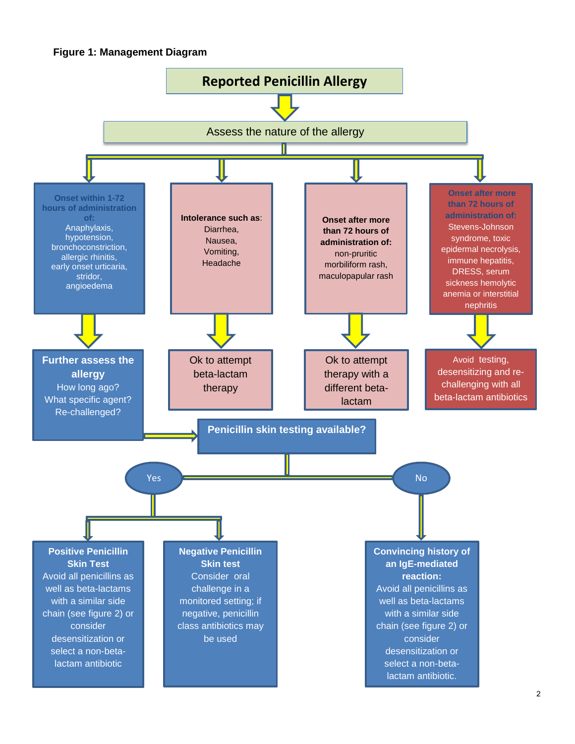**Figure 1: Management Diagram**

# Reported Penicillin Allergy

## Assess the nature of the allergy

**Onset within 1-72 hours of administration of:**
Anaphylaxis,
hypotension,
bronchoconstriction,
allergic rhinitis,
early onset urticaria,
stridor,
angioedema

→ **Further assess the allergy**
How long ago?
What specific agent?
Re-challenged?

→ **Penicillin skin testing available?**

- **Yes**
  - **Positive Penicillin Skin Test**
    Avoid all penicillins as well as beta-lactams with a similar side chain (see figure 2) or consider desensitization or select a non-beta-lactam antibiotic
  - **Negative Penicillin Skin test**
    Consider oral challenge in a monitored setting; if negative, penicillin class antibiotics may be used
- **No**
  - **Convincing history of an IgE-mediated reaction:**
    Avoid all penicillins as well as beta-lactams with a similar side chain (see figure 2) or consider desensitization or select a non-beta-lactam antibiotic.

**Intolerance such as:**
Diarrhea,
Nausea,
Vomiting,
Headache

→ Ok to attempt beta-lactam therapy

**Onset after more than 72 hours of administration of:**
non-pruritic morbiliform rash,
maculopapular rash

→ Ok to attempt therapy with a different beta-lactam

**Onset after more than 72 hours of administration of:**
Stevens-Johnson syndrome, toxic epidermal necrolysis, immune hepatitis, DRESS, serum sickness hemolytic anemia or interstitial nephritis

→ Avoid testing, desensitizing and re-challenging with all beta-lactam antibiotics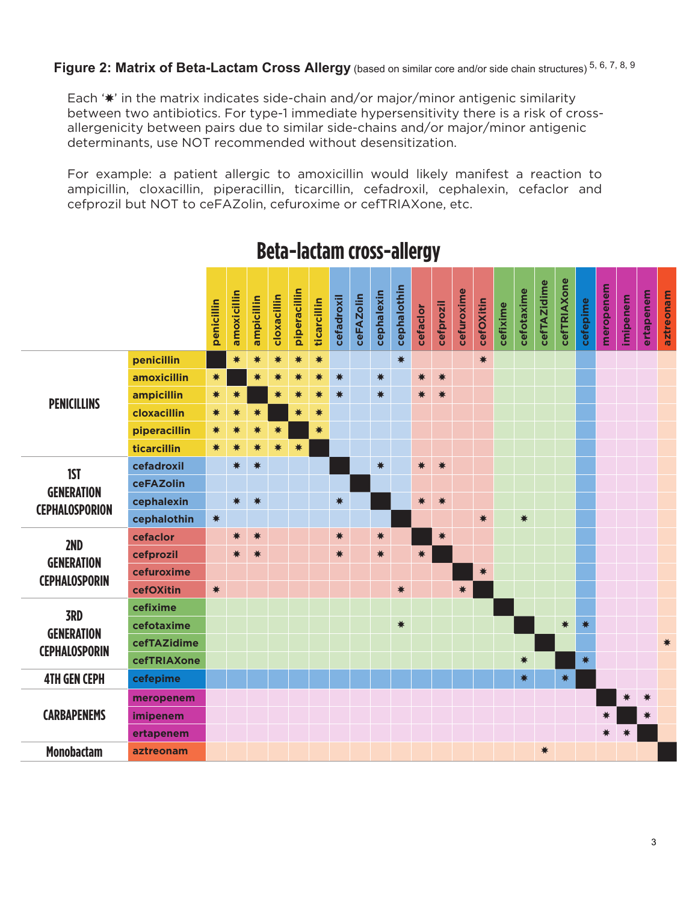**Figure 2: Matrix of Beta-Lactam Cross Allergy** (based on similar core and/or side chain structures) [5, 6, 7, 8, 9]

Each '✷' in the matrix indicates side-chain and/or major/minor antigenic similarity between two antibiotics. For type-1 immediate hypersensitivity there is a risk of cross-allergenicity between pairs due to similar side-chains and/or major/minor antigenic determinants, use NOT recommended without desensitization.

For example: a patient allergic to amoxicillin would likely manifest a reaction to ampicillin, cloxacillin, piperacillin, ticarcillin, cefadroxil, cephalexin, cefaclor and cefprozil but NOT to ceFAZolin, cefuroxime or cefTRIAXone, etc.

## Beta-lactam cross-allergy

| | | penicillin | amoxicillin | ampicillin | cloxacillin | piperacillin | ticarcillin | cefadroxil | ceFAZolin | cephalexin | cephalothin | cefaclor | cefprozil | cefuroxime | cefOXitin | cefixime | cefotaxime | cefTAZidime | cefTRIAXone | cefepime | meropenem | imipenem | ertapenem | aztreonam |
|---|---|---|---|---|---|---|---|---|---|---|---|---|---|---|---|---|---|---|---|---|---|---|---|---|
| PENICILLINS | penicillin | ■ | ✷ | ✷ | ✷ | ✷ | ✷ | | | | ✷ | | | | ✷ | | | | | | | | | |
| | amoxicillin | ✷ | ■ | ✷ | ✷ | ✷ | ✷ | ✷ | | ✷ | | ✷ | ✷ | | | | | | | | | | | |
| | ampicillin | ✷ | ✷ | ■ | ✷ | ✷ | ✷ | ✷ | | ✷ | | ✷ | ✷ | | | | | | | | | | | |
| | cloxacillin | ✷ | ✷ | ✷ | ■ | ✷ | ✷ | | | | | | | | | | | | | | | | | |
| | piperacillin | ✷ | ✷ | ✷ | ✷ | ■ | ✷ | | | | | | | | | | | | | | | | | |
| | ticarcillin | ✷ | ✷ | ✷ | ✷ | ✷ | ■ | | | | | | | | | | | | | | | | | |
| 1ST GENERATION CEPHALOSPORION | cefadroxil | | ✷ | ✷ | | | | ■ | | ✷ | | ✷ | ✷ | | | | | | | | | | | |
| | ceFAZolin | | | | | | | | ■ | | | | | | | | | | | | | | | |
| | cephalexin | | ✷ | ✷ | | | | ✷ | | ■ | | ✷ | ✷ | | | | | | | | | | | |
| | cephalothin | ✷ | | | | | | | | | ■ | | | | ✷ | | ✷ | | | | | | | |
| 2ND GENERATION CEPHALOSPORIN | cefaclor | | ✷ | ✷ | | | | ✷ | | ✷ | | ■ | ✷ | | | | | | | | | | | |
| | cefprozil | | ✷ | ✷ | | | | ✷ | | ✷ | | ✷ | ■ | | | | | | | | | | | |
| | cefuroxime | | | | | | | | | | | | | ■ | ✷ | | | | | | | | | |
| | cefOXitin | ✷ | | | | | | | | | ✷ | | | ✷ | ■ | | | | | | | | | |
| 3RD GENERATION CEPHALOSPORIN | cefixime | | | | | | | | | | | | | | | ■ | | | | | | | | |
| | cefotaxime | | | | | | | | | | ✷ | | | | | | ■ | | ✷ | ✷ | | | | |
| | cefTAZidime | | | | | | | | | | | | | | | | | ■ | | | | | | ✷ |
| | cefTRIAXone | | | | | | | | | | | | | | | | ✷ | | ■ | ✷ | | | | |
| 4TH GEN CEPH | cefepime | | | | | | | | | | | | | | | | ✷ | | ✷ | ■ | | | | |
| CARBAPENEMS | meropenem | | | | | | | | | | | | | | | | | | | | ■ | ✷ | ✷ | |
| | imipenem | | | | | | | | | | | | | | | | | | | | ✷ | ■ | ✷ | |
| | ertapenem | | | | | | | | | | | | | | | | | | | | ✷ | ✷ | ■ | |
| Monobactam | aztreonam | | | | | | | | | | | | | | | | | ✷ | | | | | | ■ |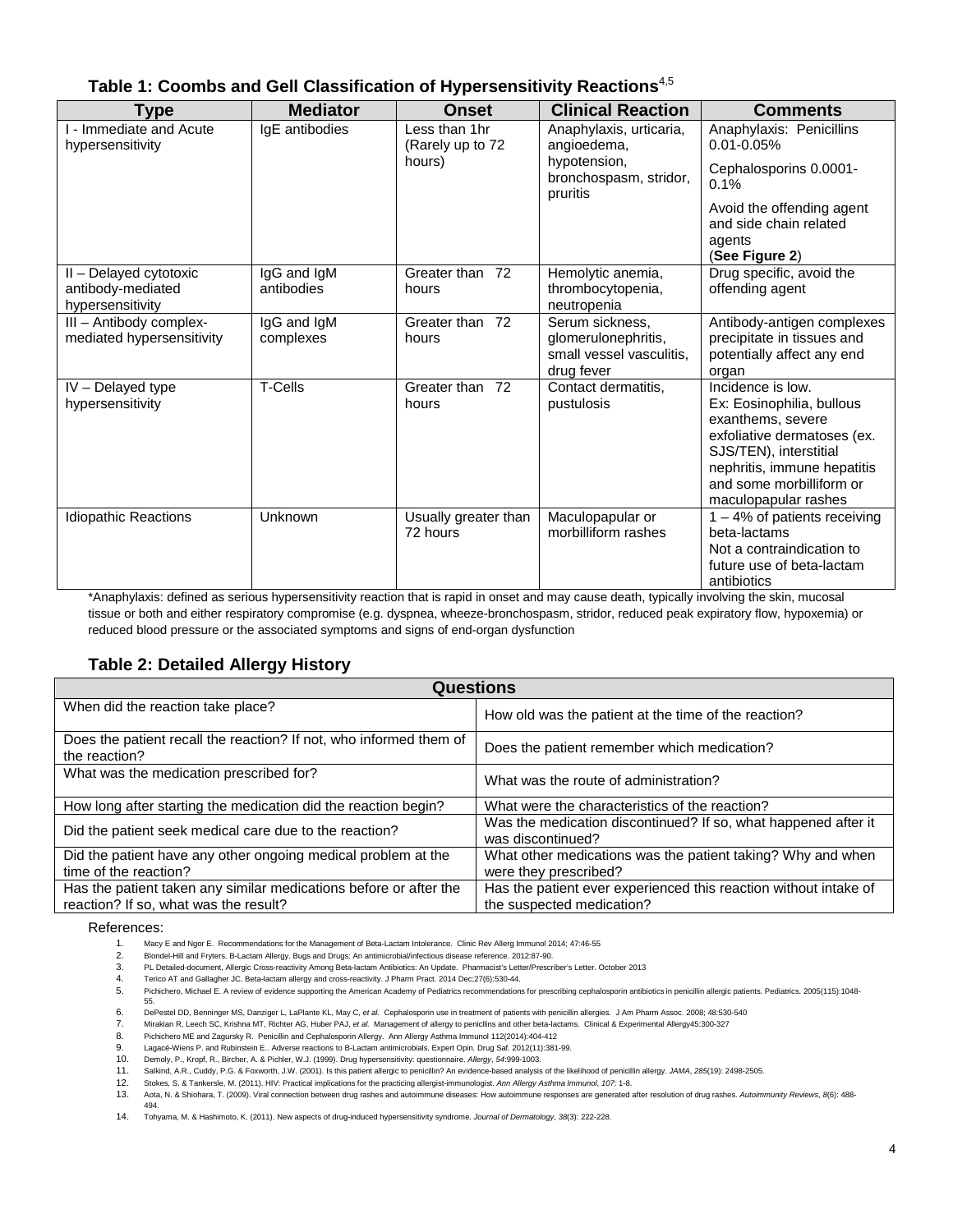## Table 1: Coombs and Gell Classification of Hypersensitivity Reactions[4,5]

| Type | Mediator | Onset | Clinical Reaction | Comments |
|---|---|---|---|---|
| I - Immediate and Acute hypersensitivity | IgE antibodies | Less than 1hr (Rarely up to 72 hours) | Anaphylaxis, urticaria, angioedema, hypotension, bronchospasm, stridor, pruritis | Anaphylaxis: Penicillins 0.01-0.05%<br>Cephalosporins 0.0001-0.1%<br>Avoid the offending agent and side chain related agents (**See Figure 2**) |
| II – Delayed cytotoxic antibody-mediated hypersensitivity | IgG and IgM antibodies | Greater than 72 hours | Hemolytic anemia, thrombocytopenia, neutropenia | Drug specific, avoid the offending agent |
| III – Antibody complex-mediated hypersensitivity | IgG and IgM complexes | Greater than 72 hours | Serum sickness, glomerulonephritis, small vessel vasculitis, drug fever | Antibody-antigen complexes precipitate in tissues and potentially affect any end organ |
| IV – Delayed type hypersensitivity | T-Cells | Greater than 72 hours | Contact dermatitis, pustulosis | Incidence is low.<br>Ex: Eosinophilia, bullous exanthems, severe exfoliative dermatoses (ex. SJS/TEN), interstitial nephritis, immune hepatitis and some morbilliform or maculopapular rashes |
| Idiopathic Reactions | Unknown | Usually greater than 72 hours | Maculopapular or morbilliform rashes | 1 – 4% of patients receiving beta-lactams<br>Not a contraindication to future use of beta-lactam antibiotics |

*Anaphylaxis: defined as serious hypersensitivity reaction that is rapid in onset and may cause death, typically involving the skin, mucosal tissue or both and either respiratory compromise (e.g. dyspnea, wheeze-bronchospasm, stridor, reduced peak expiratory flow, hypoxemia) or reduced blood pressure or the associated symptoms and signs of end-organ dysfunction

## Table 2: Detailed Allergy History

| Questions | |
|---|---|
| When did the reaction take place? | How old was the patient at the time of the reaction? |
| Does the patient recall the reaction? If not, who informed them of the reaction? | Does the patient remember which medication? |
| What was the medication prescribed for? | What was the route of administration? |
| How long after starting the medication did the reaction begin? | What were the characteristics of the reaction? |
| Did the patient seek medical care due to the reaction? | Was the medication discontinued? If so, what happened after it was discontinued? |
| Did the patient have any other ongoing medical problem at the time of the reaction? | What other medications was the patient taking? Why and when were they prescribed? |
| Has the patient taken any similar medications before or after the reaction? If so, what was the result? | Has the patient ever experienced this reaction without intake of the suspected medication? |

References:

1. Macy E and Ngor E. Recommendations for the Management of Beta-Lactam Intolerance. Clinic Rev Allerg Immunol 2014; 47:46-55
2. Blondel-Hill and Fryters. B-Lactam Allergy. Bugs and Drugs: An antimicrobial/infectious disease reference. 2012:87-90.
3. PL Detailed-document, Allergic Cross-reactivity Among Beta-lactam Antibiotics: An Update. Pharmacist's Letter/Prescriber's Letter. October 2013
4. Terico AT and Gallagher JC. Beta-lactam allergy and cross-reactivity. J Pharm Pract. 2014 Dec;27(6):530-44.
5. Pichichero, Michael E. A review of evidence supporting the American Academy of Pediatrics recommendations for prescribing cephalosporin antibiotics in penicillin allergic patients. Pediatrics. 2005(115):1048-55.
6. DePestel DD, Benninger MS, Danziger L, LaPlante KL, May C, *et al.* Cephalosporin use in treatment of patients with penicillin allergies. J Am Pharm Assoc. 2008; 48:530-540
7. Mirakian R, Leech SC, Krishna MT, Richter AG, Huber PAJ, *et al.* Management of allergy to penicllins and other beta-lactams. Clinical & Experimental Allergy45:300-327
8. Pichichero ME and Zagursky R. Penicillin and Cephalosporin Allergy. Ann Allergy Asthma Immunol 112(2014):404-412
9. Lagacé-Wiens P. and Rubinstein E.. Adverse reactions to B-Lactam antimicrobials. Expert Opin. Drug Saf. 2012(11):381-99.
10. Demoly, P., Kropf, R., Bircher, A. & Pichler, W.J. (1999). Drug hypersensitivity: questionnaire. *Allergy*, *54*:999-1003.
11. Salkind, A.R., Cuddy, P.G. & Foxworth, J.W. (2001). Is this patient allergic to penicillin? An evidence-based analysis of the likelihood of penicillin allergy. *JAMA*, *285*(19): 2498-2505.
12. Stokes, S. & Tankersle, M. (2011). HIV: Practical implications for the practicing allergist-immunologist. *Ann Allergy Asthma Immunol*, *107*: 1-8.
13. Aota, N. & Shiohara, T. (2009). Viral connection between drug rashes and autoimmune diseases: How autoimmune responses are generated after resolution of drug rashes. *Autoimmunity Reviews*, *8*(6): 488-494.
14. Tohyama, M. & Hashimoto, K. (2011). New aspects of drug-induced hypersensitivity syndrome. *Journal of Dermatology*, *38*(3): 222-228.